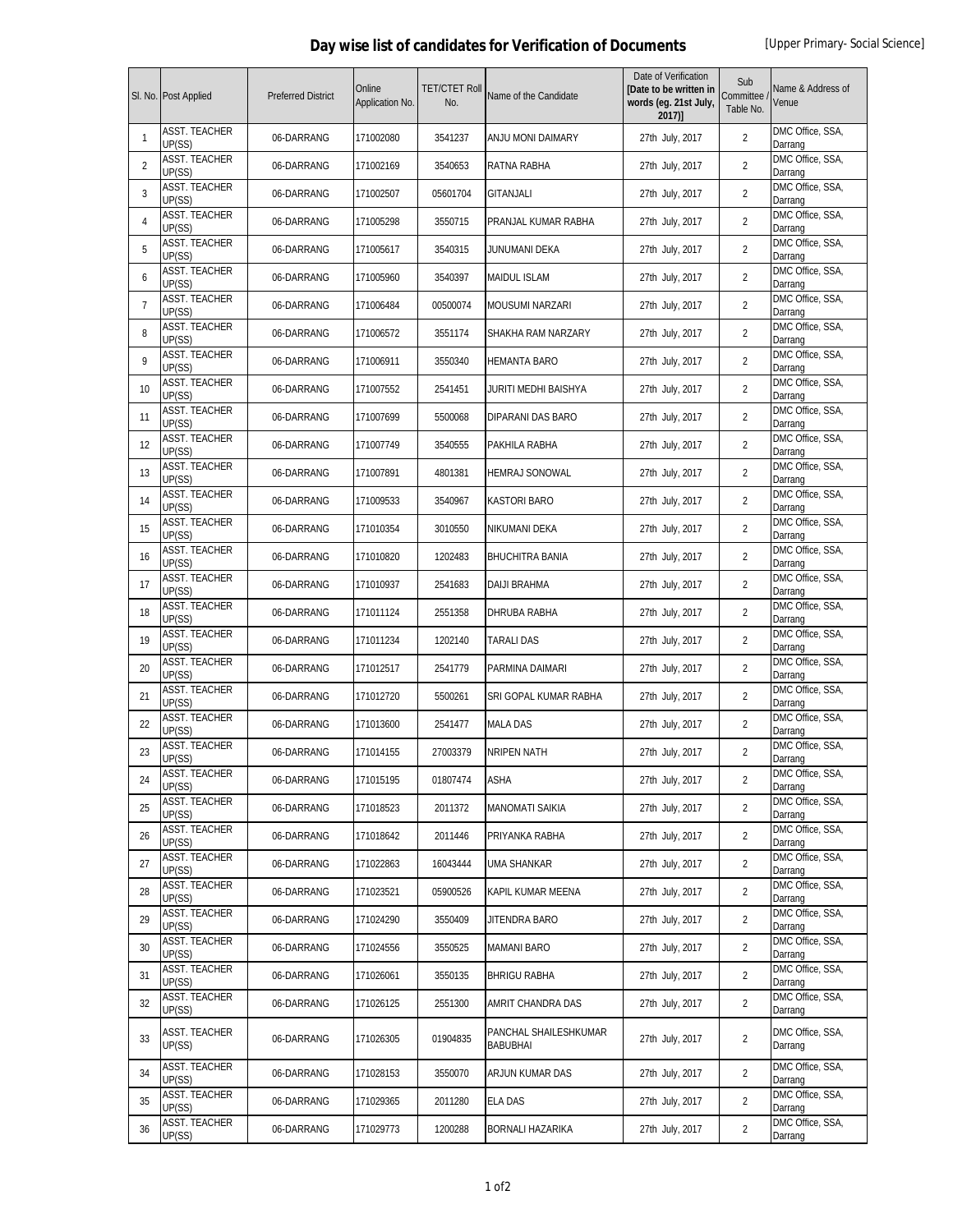# Day wise list of candidates for Verification of Documents

[Upper Primary- Social Science]

| Sl. No. | Post Applied | Preferred District | Online Application No. | TET/CTET Roll No. | Name of the Candidate | Date of Verification [Date to be written in words (eg. 21st July, 2017)] | Sub Committee / Table No. | Name & Address of Venue |
|---|---|---|---|---|---|---|---|---|
| 1 | ASST. TEACHER UP(SS) | 06-DARRANG | 171002080 | 3541237 | ANJU MONI DAIMARY | 27th July, 2017 | 2 | DMC Office, SSA, Darrang |
| 2 | ASST. TEACHER UP(SS) | 06-DARRANG | 171002169 | 3540653 | RATNA RABHA | 27th July, 2017 | 2 | DMC Office, SSA, Darrang |
| 3 | ASST. TEACHER UP(SS) | 06-DARRANG | 171002507 | 05601704 | GITANJALI | 27th July, 2017 | 2 | DMC Office, SSA, Darrang |
| 4 | ASST. TEACHER UP(SS) | 06-DARRANG | 171005298 | 3550715 | PRANJAL KUMAR RABHA | 27th July, 2017 | 2 | DMC Office, SSA, Darrang |
| 5 | ASST. TEACHER UP(SS) | 06-DARRANG | 171005617 | 3540315 | JUNUMANI DEKA | 27th July, 2017 | 2 | DMC Office, SSA, Darrang |
| 6 | ASST. TEACHER UP(SS) | 06-DARRANG | 171005960 | 3540397 | MAIDUL ISLAM | 27th July, 2017 | 2 | DMC Office, SSA, Darrang |
| 7 | ASST. TEACHER UP(SS) | 06-DARRANG | 171006484 | 00500074 | MOUSUMI NARZARI | 27th July, 2017 | 2 | DMC Office, SSA, Darrang |
| 8 | ASST. TEACHER UP(SS) | 06-DARRANG | 171006572 | 3551174 | SHAKHA RAM NARZARY | 27th July, 2017 | 2 | DMC Office, SSA, Darrang |
| 9 | ASST. TEACHER UP(SS) | 06-DARRANG | 171006911 | 3550340 | HEMANTA BARO | 27th July, 2017 | 2 | DMC Office, SSA, Darrang |
| 10 | ASST. TEACHER UP(SS) | 06-DARRANG | 171007552 | 2541451 | JURITI MEDHI BAISHYA | 27th July, 2017 | 2 | DMC Office, SSA, Darrang |
| 11 | ASST. TEACHER UP(SS) | 06-DARRANG | 171007699 | 5500068 | DIPARANI DAS BARO | 27th July, 2017 | 2 | DMC Office, SSA, Darrang |
| 12 | ASST. TEACHER UP(SS) | 06-DARRANG | 171007749 | 3540555 | PAKHILA RABHA | 27th July, 2017 | 2 | DMC Office, SSA, Darrang |
| 13 | ASST. TEACHER UP(SS) | 06-DARRANG | 171007891 | 4801381 | HEMRAJ SONOWAL | 27th July, 2017 | 2 | DMC Office, SSA, Darrang |
| 14 | ASST. TEACHER UP(SS) | 06-DARRANG | 171009533 | 3540967 | KASTORI BARO | 27th July, 2017 | 2 | DMC Office, SSA, Darrang |
| 15 | ASST. TEACHER UP(SS) | 06-DARRANG | 171010354 | 3010550 | NIKUMANI DEKA | 27th July, 2017 | 2 | DMC Office, SSA, Darrang |
| 16 | ASST. TEACHER UP(SS) | 06-DARRANG | 171010820 | 1202483 | BHUCHITRA BANIA | 27th July, 2017 | 2 | DMC Office, SSA, Darrang |
| 17 | ASST. TEACHER UP(SS) | 06-DARRANG | 171010937 | 2541683 | DAIJI BRAHMA | 27th July, 2017 | 2 | DMC Office, SSA, Darrang |
| 18 | ASST. TEACHER UP(SS) | 06-DARRANG | 171011124 | 2551358 | DHRUBA RABHA | 27th July, 2017 | 2 | DMC Office, SSA, Darrang |
| 19 | ASST. TEACHER UP(SS) | 06-DARRANG | 171011234 | 1202140 | TARALI DAS | 27th July, 2017 | 2 | DMC Office, SSA, Darrang |
| 20 | ASST. TEACHER UP(SS) | 06-DARRANG | 171012517 | 2541779 | PARMINA DAIMARI | 27th July, 2017 | 2 | DMC Office, SSA, Darrang |
| 21 | ASST. TEACHER UP(SS) | 06-DARRANG | 171012720 | 5500261 | SRI GOPAL KUMAR RABHA | 27th July, 2017 | 2 | DMC Office, SSA, Darrang |
| 22 | ASST. TEACHER UP(SS) | 06-DARRANG | 171013600 | 2541477 | MALA DAS | 27th July, 2017 | 2 | DMC Office, SSA, Darrang |
| 23 | ASST. TEACHER UP(SS) | 06-DARRANG | 171014155 | 27003379 | NRIPEN NATH | 27th July, 2017 | 2 | DMC Office, SSA, Darrang |
| 24 | ASST. TEACHER UP(SS) | 06-DARRANG | 171015195 | 01807474 | ASHA | 27th July, 2017 | 2 | DMC Office, SSA, Darrang |
| 25 | ASST. TEACHER UP(SS) | 06-DARRANG | 171018523 | 2011372 | MANOMATI SAIKIA | 27th July, 2017 | 2 | DMC Office, SSA, Darrang |
| 26 | ASST. TEACHER UP(SS) | 06-DARRANG | 171018642 | 2011446 | PRIYANKA RABHA | 27th July, 2017 | 2 | DMC Office, SSA, Darrang |
| 27 | ASST. TEACHER UP(SS) | 06-DARRANG | 171022863 | 16043444 | UMA SHANKAR | 27th July, 2017 | 2 | DMC Office, SSA, Darrang |
| 28 | ASST. TEACHER UP(SS) | 06-DARRANG | 171023521 | 05900526 | KAPIL KUMAR MEENA | 27th July, 2017 | 2 | DMC Office, SSA, Darrang |
| 29 | ASST. TEACHER UP(SS) | 06-DARRANG | 171024290 | 3550409 | JITENDRA BARO | 27th July, 2017 | 2 | DMC Office, SSA, Darrang |
| 30 | ASST. TEACHER UP(SS) | 06-DARRANG | 171024556 | 3550525 | MAMANI BARO | 27th July, 2017 | 2 | DMC Office, SSA, Darrang |
| 31 | ASST. TEACHER UP(SS) | 06-DARRANG | 171026061 | 3550135 | BHRIGU RABHA | 27th July, 2017 | 2 | DMC Office, SSA, Darrang |
| 32 | ASST. TEACHER UP(SS) | 06-DARRANG | 171026125 | 2551300 | AMRIT CHANDRA DAS | 27th July, 2017 | 2 | DMC Office, SSA, Darrang |
| 33 | ASST. TEACHER UP(SS) | 06-DARRANG | 171026305 | 01904835 | PANCHAL SHAILESHKUMAR BABUBHAI | 27th July, 2017 | 2 | DMC Office, SSA, Darrang |
| 34 | ASST. TEACHER UP(SS) | 06-DARRANG | 171028153 | 3550070 | ARJUN KUMAR DAS | 27th July, 2017 | 2 | DMC Office, SSA, Darrang |
| 35 | ASST. TEACHER UP(SS) | 06-DARRANG | 171029365 | 2011280 | ELA DAS | 27th July, 2017 | 2 | DMC Office, SSA, Darrang |
| 36 | ASST. TEACHER UP(SS) | 06-DARRANG | 171029773 | 1200288 | BORNALI HAZARIKA | 27th July, 2017 | 2 | DMC Office, SSA, Darrang |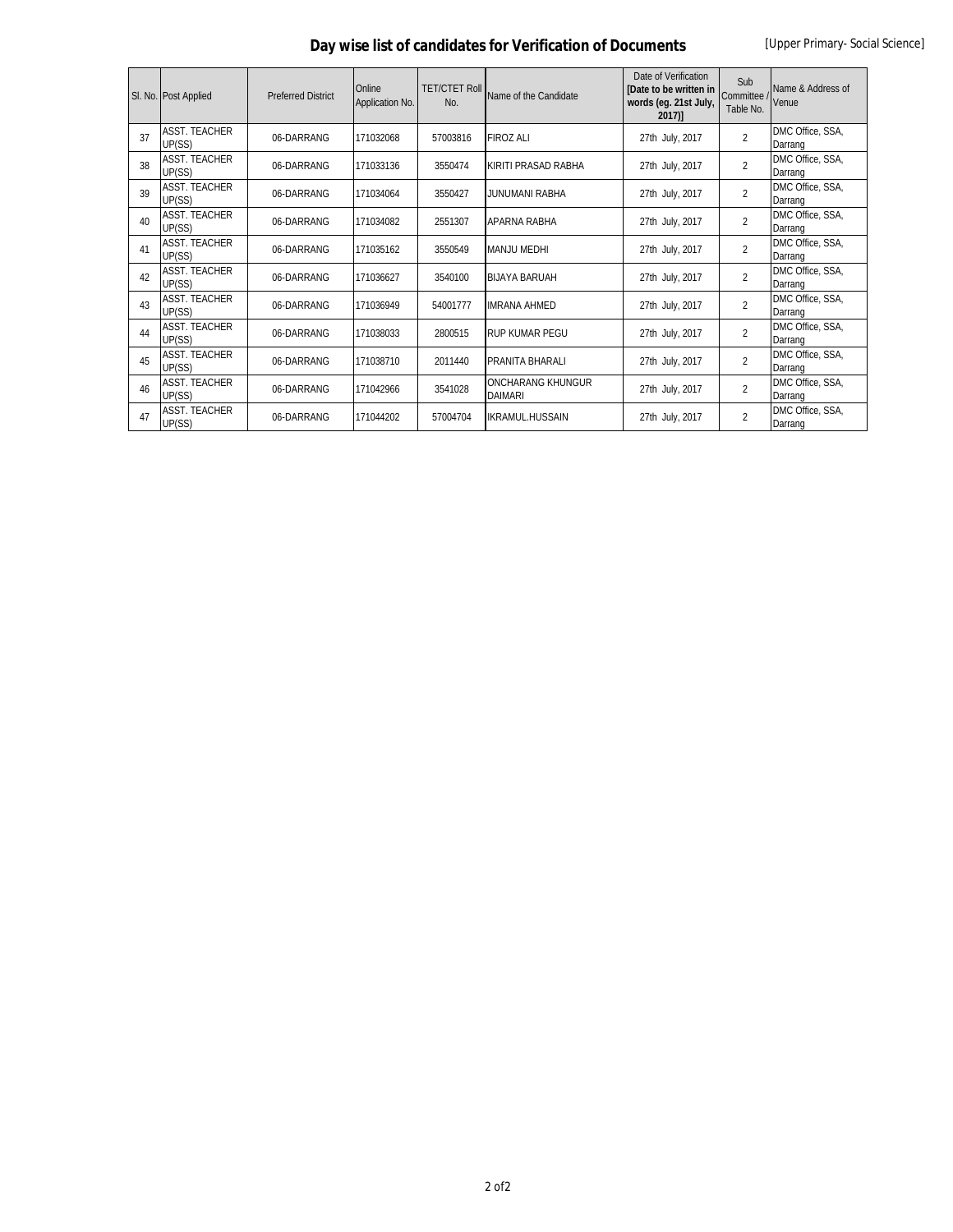## Day wise list of candidates for Verification of Documents

[Upper Primary- Social Science]

| Sl. No. | Post Applied | Preferred District | Online Application No. | TET/CTET Roll No. | Name of the Candidate | Date of Verification [Date to be written in words (eg. 21st July, 2017)] | Sub Committee / Table No. | Name & Address of Venue |
|---|---|---|---|---|---|---|---|---|
| 37 | ASST. TEACHER UP(SS) | 06-DARRANG | 171032068 | 57003816 | FIROZ ALI | 27th July, 2017 | 2 | DMC Office, SSA, Darrang |
| 38 | ASST. TEACHER UP(SS) | 06-DARRANG | 171033136 | 3550474 | KIRITI PRASAD RABHA | 27th July, 2017 | 2 | DMC Office, SSA, Darrang |
| 39 | ASST. TEACHER UP(SS) | 06-DARRANG | 171034064 | 3550427 | JUNUMANI RABHA | 27th July, 2017 | 2 | DMC Office, SSA, Darrang |
| 40 | ASST. TEACHER UP(SS) | 06-DARRANG | 171034082 | 2551307 | APARNA RABHA | 27th July, 2017 | 2 | DMC Office, SSA, Darrang |
| 41 | ASST. TEACHER UP(SS) | 06-DARRANG | 171035162 | 3550549 | MANJU MEDHI | 27th July, 2017 | 2 | DMC Office, SSA, Darrang |
| 42 | ASST. TEACHER UP(SS) | 06-DARRANG | 171036627 | 3540100 | BIJAYA BARUAH | 27th July, 2017 | 2 | DMC Office, SSA, Darrang |
| 43 | ASST. TEACHER UP(SS) | 06-DARRANG | 171036949 | 54001777 | IMRANA AHMED | 27th July, 2017 | 2 | DMC Office, SSA, Darrang |
| 44 | ASST. TEACHER UP(SS) | 06-DARRANG | 171038033 | 2800515 | RUP KUMAR PEGU | 27th July, 2017 | 2 | DMC Office, SSA, Darrang |
| 45 | ASST. TEACHER UP(SS) | 06-DARRANG | 171038710 | 2011440 | PRANITA BHARALI | 27th July, 2017 | 2 | DMC Office, SSA, Darrang |
| 46 | ASST. TEACHER UP(SS) | 06-DARRANG | 171042966 | 3541028 | ONCHARANG KHUNGUR DAIMARI | 27th July, 2017 | 2 | DMC Office, SSA, Darrang |
| 47 | ASST. TEACHER UP(SS) | 06-DARRANG | 171044202 | 57004704 | IKRAMUL.HUSSAIN | 27th July, 2017 | 2 | DMC Office, SSA, Darrang |